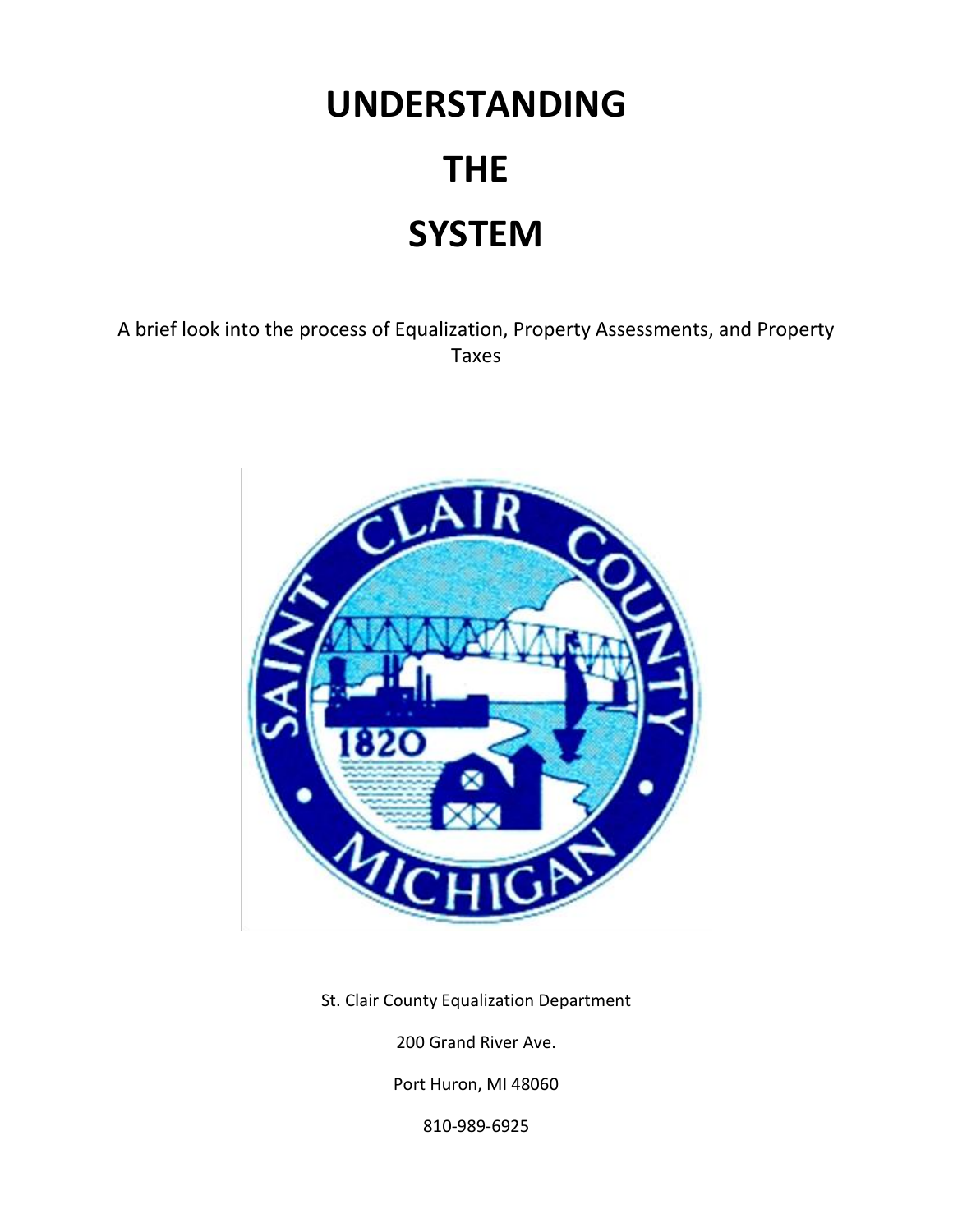# UNDERSTANDING

# THE

# SYSTEM

A brief look into the process of Equalization, Property Assessments, and Property Taxes

St. Clair County Equalization Department

200 Grand River Ave.

Port Huron, MI 48060

810-989-6925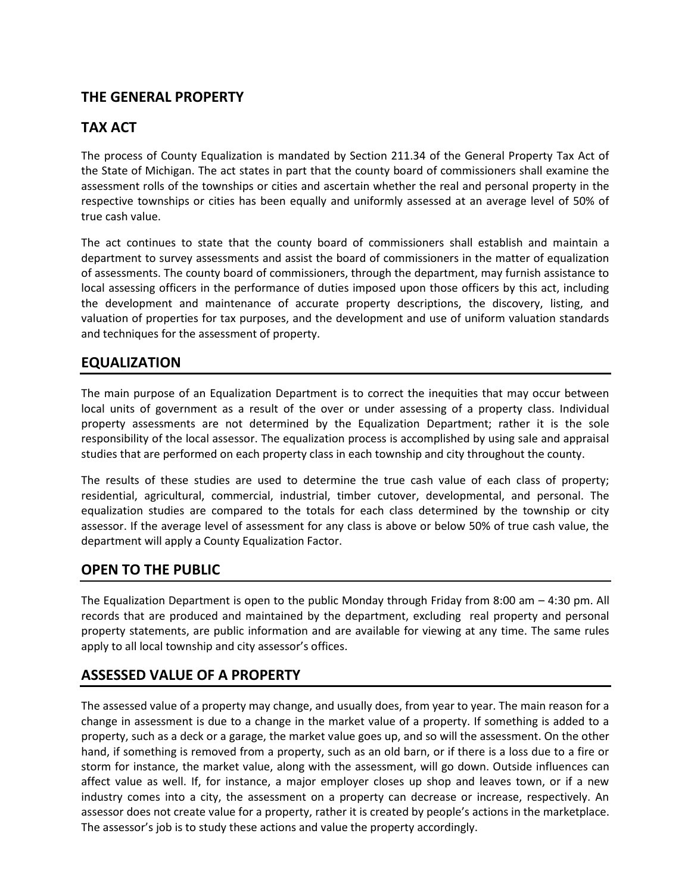## THE GENERAL PROPERTY

## TAX ACT

The process of County Equalization is mandated by Section 211.34 of the General Property Tax Act of the State of Michigan. The act states in part that the county board of commissioners shall examine the assessment rolls of the townships or cities and ascertain whether the real and personal property in the respective townships or cities has been equally and uniformly assessed at an average level of 50% of true cash value.

The act continues to state that the county board of commissioners shall establish and maintain a department to survey assessments and assist the board of commissioners in the matter of equalization of assessments. The county board of commissioners, through the department, may furnish assistance to local assessing officers in the performance of duties imposed upon those officers by this act, including the development and maintenance of accurate property descriptions, the discovery, listing, and valuation of properties for tax purposes, and the development and use of uniform valuation standards and techniques for the assessment of property.

## EQUALIZATION

The main purpose of an Equalization Department is to correct the inequities that may occur between local units of government as a result of the over or under assessing of a property class. Individual property assessments are not determined by the Equalization Department; rather it is the sole responsibility of the local assessor. The equalization process is accomplished by using sale and appraisal studies that are performed on each property class in each township and city throughout the county.

The results of these studies are used to determine the true cash value of each class of property; residential, agricultural, commercial, industrial, timber cutover, developmental, and personal. The equalization studies are compared to the totals for each class determined by the township or city assessor. If the average level of assessment for any class is above or below 50% of true cash value, the department will apply a County Equalization Factor.

## OPEN TO THE PUBLIC

The Equalization Department is open to the public Monday through Friday from 8:00 am – 4:30 pm. All records that are produced and maintained by the department, excluding real property and personal property statements, are public information and are available for viewing at any time. The same rules apply to all local township and city assessor's offices.

## ASSESSED VALUE OF A PROPERTY

The assessed value of a property may change, and usually does, from year to year. The main reason for a change in assessment is due to a change in the market value of a property. If something is added to a property, such as a deck or a garage, the market value goes up, and so will the assessment. On the other hand, if something is removed from a property, such as an old barn, or if there is a loss due to a fire or storm for instance, the market value, along with the assessment, will go down. Outside influences can affect value as well. If, for instance, a major employer closes up shop and leaves town, or if a new industry comes into a city, the assessment on a property can decrease or increase, respectively. An assessor does not create value for a property, rather it is created by people's actions in the marketplace. The assessor's job is to study these actions and value the property accordingly.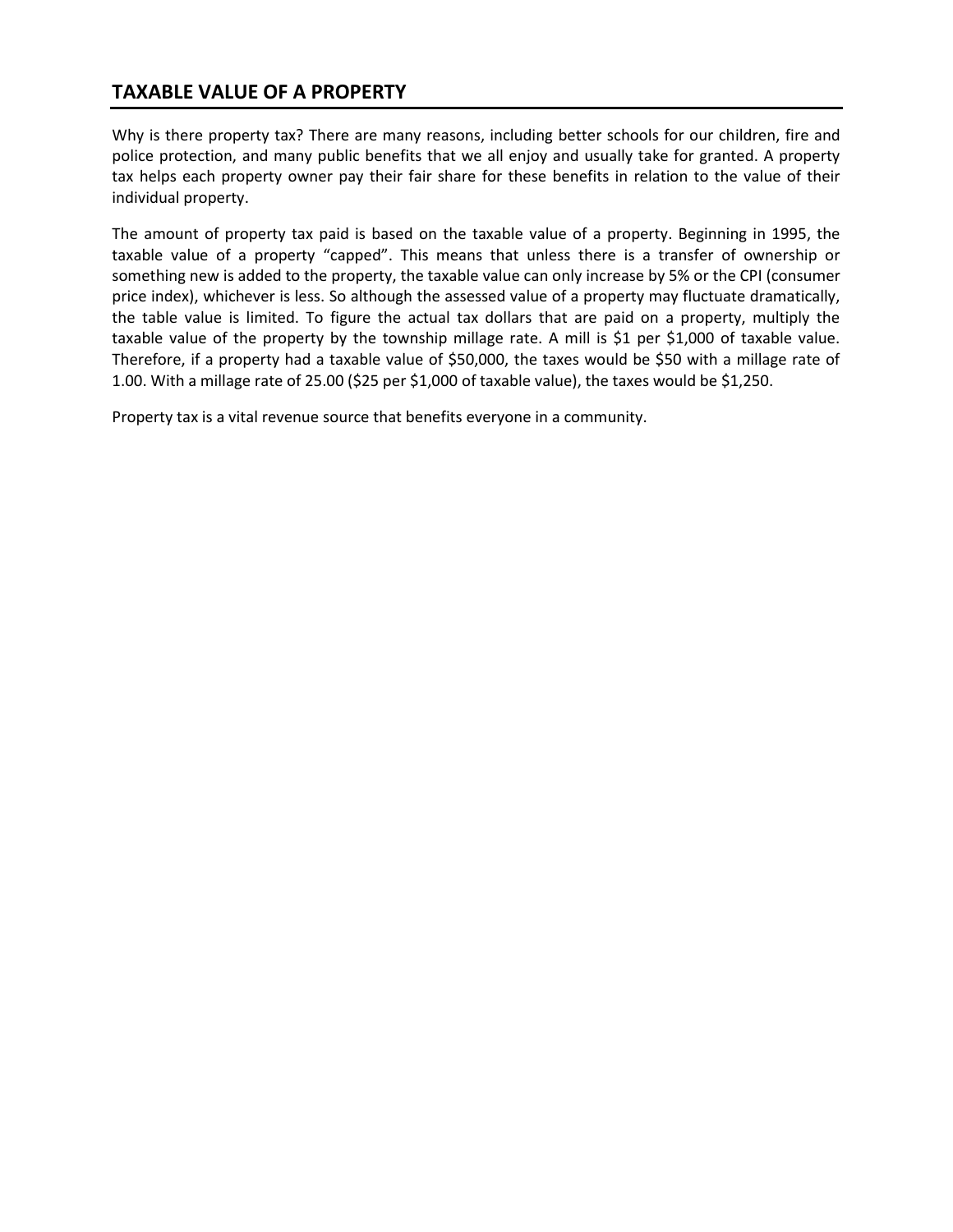## TAXABLE VALUE OF A PROPERTY

Why is there property tax? There are many reasons, including better schools for our children, fire and police protection, and many public benefits that we all enjoy and usually take for granted. A property tax helps each property owner pay their fair share for these benefits in relation to the value of their individual property.

The amount of property tax paid is based on the taxable value of a property. Beginning in 1995, the taxable value of a property "capped". This means that unless there is a transfer of ownership or something new is added to the property, the taxable value can only increase by 5% or the CPI (consumer price index), whichever is less. So although the assessed value of a property may fluctuate dramatically, the table value is limited. To figure the actual tax dollars that are paid on a property, multiply the taxable value of the property by the township millage rate. A mill is $1 per $1,000 of taxable value. Therefore, if a property had a taxable value of $50,000, the taxes would be $50 with a millage rate of 1.00. With a millage rate of 25.00 ($25 per $1,000 of taxable value), the taxes would be $1,250.

Property tax is a vital revenue source that benefits everyone in a community.